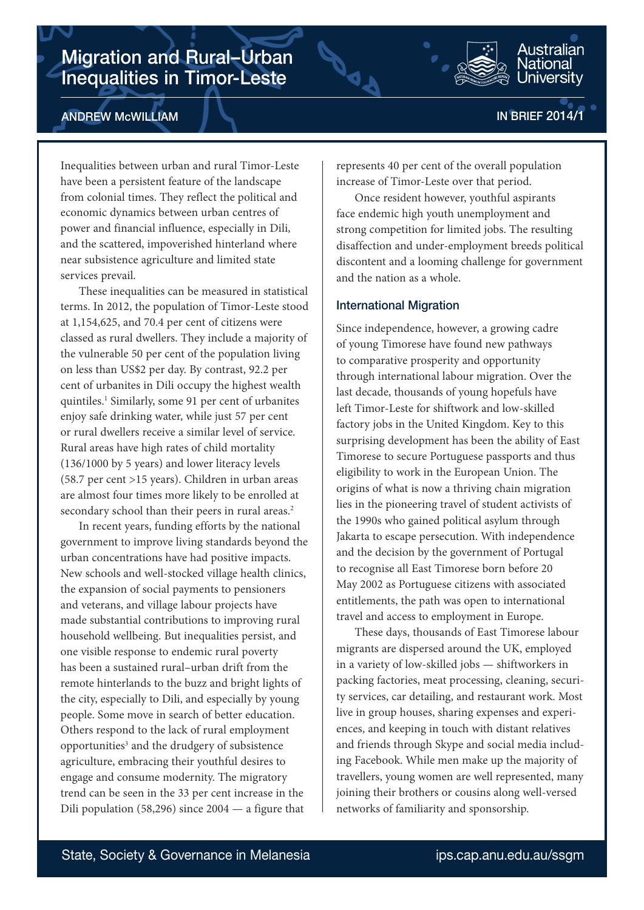# Migration and Rural–Urban Inequalities in Timor-Leste

ANDREW McWILLIAM

IN BRIEF 2014/1

Inequalities between urban and rural Timor-Leste have been a persistent feature of the landscape from colonial times. They reflect the political and economic dynamics between urban centres of power and financial influence, especially in Dili, and the scattered, impoverished hinterland where near subsistence agriculture and limited state services prevail.

These inequalities can be measured in statistical terms. In 2012, the population of Timor-Leste stood at 1,154,625, and 70.4 per cent of citizens were classed as rural dwellers. They include a majority of the vulnerable 50 per cent of the population living on less than US$2 per day. By contrast, 92.2 per cent of urbanites in Dili occupy the highest wealth quintiles.[1] Similarly, some 91 per cent of urbanites enjoy safe drinking water, while just 57 per cent or rural dwellers receive a similar level of service. Rural areas have high rates of child mortality (136/1000 by 5 years) and lower literacy levels (58.7 per cent >15 years). Children in urban areas are almost four times more likely to be enrolled at secondary school than their peers in rural areas.[2]

In recent years, funding efforts by the national government to improve living standards beyond the urban concentrations have had positive impacts. New schools and well-stocked village health clinics, the expansion of social payments to pensioners and veterans, and village labour projects have made substantial contributions to improving rural household wellbeing. But inequalities persist, and one visible response to endemic rural poverty has been a sustained rural–urban drift from the remote hinterlands to the buzz and bright lights of the city, especially to Dili, and especially by young people. Some move in search of better education. Others respond to the lack of rural employment opportunities[3] and the drudgery of subsistence agriculture, embracing their youthful desires to engage and consume modernity. The migratory trend can be seen in the 33 per cent increase in the Dili population (58,296) since 2004 — a figure that represents 40 per cent of the overall population increase of Timor-Leste over that period.

Once resident however, youthful aspirants face endemic high youth unemployment and strong competition for limited jobs. The resulting disaffection and under-employment breeds political discontent and a looming challenge for government and the nation as a whole.

## International Migration

Since independence, however, a growing cadre of young Timorese have found new pathways to comparative prosperity and opportunity through international labour migration. Over the last decade, thousands of young hopefuls have left Timor-Leste for shiftwork and low-skilled factory jobs in the United Kingdom. Key to this surprising development has been the ability of East Timorese to secure Portuguese passports and thus eligibility to work in the European Union. The origins of what is now a thriving chain migration lies in the pioneering travel of student activists of the 1990s who gained political asylum through Jakarta to escape persecution. With independence and the decision by the government of Portugal to recognise all East Timorese born before 20 May 2002 as Portuguese citizens with associated entitlements, the path was open to international travel and access to employment in Europe.

These days, thousands of East Timorese labour migrants are dispersed around the UK, employed in a variety of low-skilled jobs — shiftworkers in packing factories, meat processing, cleaning, security services, car detailing, and restaurant work. Most live in group houses, sharing expenses and experiences, and keeping in touch with distant relatives and friends through Skype and social media including Facebook. While men make up the majority of travellers, young women are well represented, many joining their brothers or cousins along well-versed networks of familiarity and sponsorship.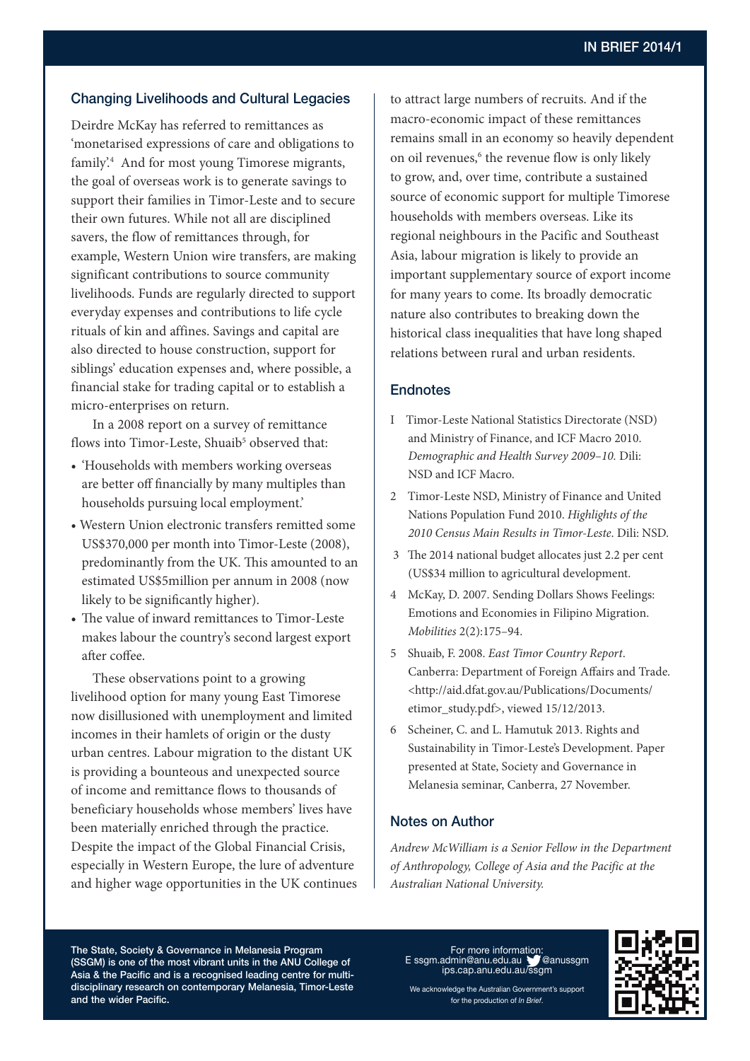## Changing Livelihoods and Cultural Legacies

Deirdre McKay has referred to remittances as 'monetarised expressions of care and obligations to family'.[4] And for most young Timorese migrants, the goal of overseas work is to generate savings to support their families in Timor-Leste and to secure their own futures. While not all are disciplined savers, the flow of remittances through, for example, Western Union wire transfers, are making significant contributions to source community livelihoods. Funds are regularly directed to support everyday expenses and contributions to life cycle rituals of kin and affines. Savings and capital are also directed to house construction, support for siblings' education expenses and, where possible, a financial stake for trading capital or to establish a micro-enterprises on return.

In a 2008 report on a survey of remittance flows into Timor-Leste, Shuaib[5] observed that:

- 'Households with members working overseas are better off financially by many multiples than households pursuing local employment.'
- Western Union electronic transfers remitted some US$370,000 per month into Timor-Leste (2008), predominantly from the UK. This amounted to an estimated US$5million per annum in 2008 (now likely to be significantly higher).
- The value of inward remittances to Timor-Leste makes labour the country's second largest export after coffee.

These observations point to a growing livelihood option for many young East Timorese now disillusioned with unemployment and limited incomes in their hamlets of origin or the dusty urban centres. Labour migration to the distant UK is providing a bounteous and unexpected source of income and remittance flows to thousands of beneficiary households whose members' lives have been materially enriched through the practice. Despite the impact of the Global Financial Crisis, especially in Western Europe, the lure of adventure and higher wage opportunities in the UK continues to attract large numbers of recruits. And if the macro-economic impact of these remittances remains small in an economy so heavily dependent on oil revenues,[6] the revenue flow is only likely to grow, and, over time, contribute a sustained source of economic support for multiple Timorese households with members overseas. Like its regional neighbours in the Pacific and Southeast Asia, labour migration is likely to provide an important supplementary source of export income for many years to come. Its broadly democratic nature also contributes to breaking down the historical class inequalities that have long shaped relations between rural and urban residents.

## Endnotes

1. Timor-Leste National Statistics Directorate (NSD) and Ministry of Finance, and ICF Macro 2010. *Demographic and Health Survey 2009–10.* Dili: NSD and ICF Macro.
2. Timor-Leste NSD, Ministry of Finance and United Nations Population Fund 2010. *Highlights of the 2010 Census Main Results in Timor-Leste.* Dili: NSD.
3. The 2014 national budget allocates just 2.2 per cent (US$34 million to agricultural development.
4. McKay, D. 2007. Sending Dollars Shows Feelings: Emotions and Economies in Filipino Migration. *Mobilities* 2(2):175–94.
5. Shuaib, F. 2008. *East Timor Country Report*. Canberra: Department of Foreign Affairs and Trade. <http://aid.dfat.gov.au/Publications/Documents/etimor_study.pdf>, viewed 15/12/2013.
6. Scheiner, C. and L. Hamutuk 2013. Rights and Sustainability in Timor-Leste's Development. Paper presented at State, Society and Governance in Melanesia seminar, Canberra, 27 November.

## Notes on Author

*Andrew McWilliam is a Senior Fellow in the Department of Anthropology, College of Asia and the Pacific at the Australian National University.*

**The State, Society & Governance in Melanesia Program (SSGM) is one of the most vibrant units in the ANU College of Asia & the Pacific and is a recognised leading centre for multi-disciplinary research on contemporary Melanesia, Timor-Leste and the wider Pacific.**

For more information:
E ssgm.admin@anu.edu.au @anussgm
ips.cap.anu.edu.au/ssgm

We acknowledge the Australian Government's support for the production of *In Brief*.